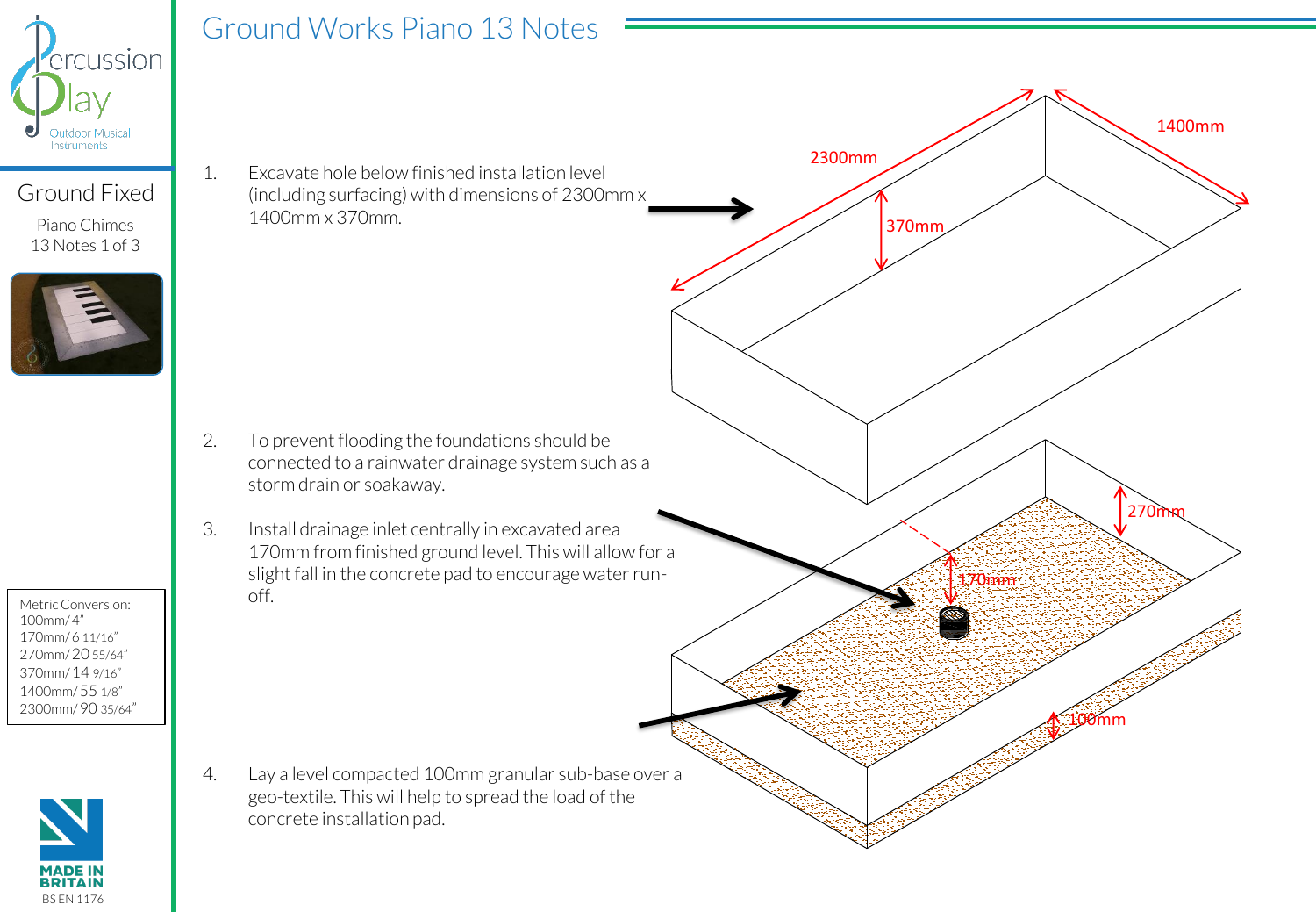# Ground Works Piano 13 Notes

## Ground Fixed

Piano Chimes
13 Notes 1 of 3

1. Excavate hole below finished installation level (including surfacing) with dimensions of 2300mm x 1400mm x 370mm.

2. To prevent flooding the foundations should be connected to a rainwater drainage system such as a storm drain or soakaway.

3. Install drainage inlet centrally in excavated area 170mm from finished ground level. This will allow for a slight fall in the concrete pad to encourage water run-off.

4. Lay a level compacted 100mm granular sub-base over a geo-textile. This will help to spread the load of the concrete installation pad.

2300mm
1400mm
370mm
270mm
170mm
100mm

Metric Conversion:
100mm/ 4"
170mm/ 6 11/16"
270mm/ 20 55/64"
370mm/ 14 9/16"
1400mm/ 55 1/8"
2300mm/ 90 35/64"

MADE IN BRITAIN
BS EN 1176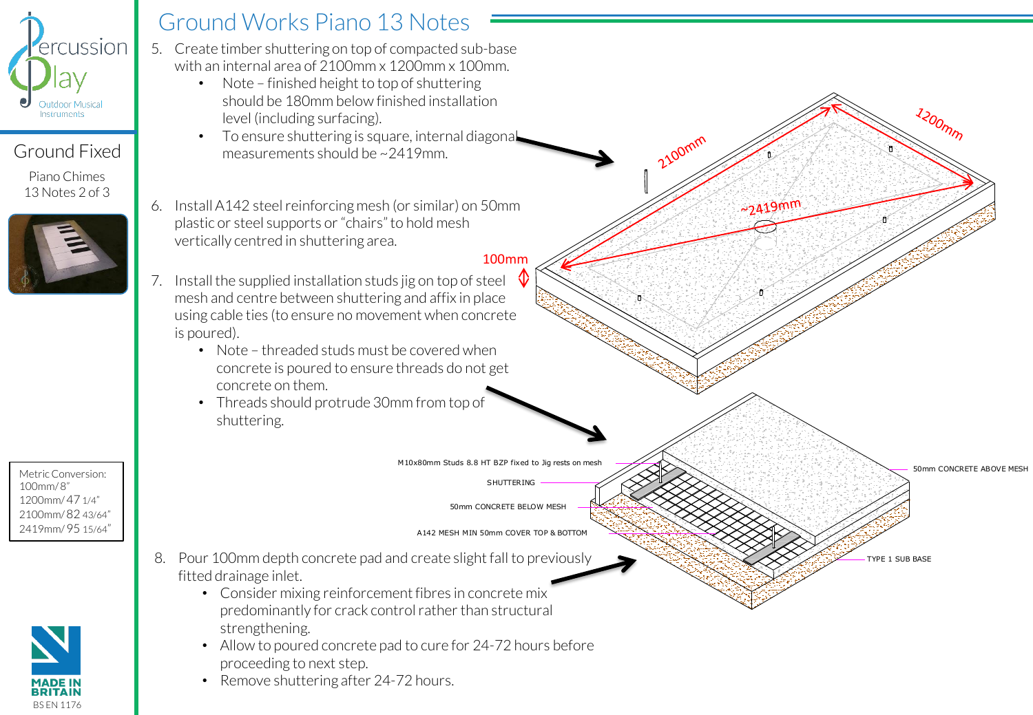# Ground Works Piano 13 Notes

Percussion Play
Outdoor Musical Instruments

## Ground Fixed

Piano Chimes
13 Notes 2 of 3

5. Create timber shuttering on top of compacted sub-base with an internal area of 2100mm x 1200mm x 100mm.
   - Note – finished height to top of shuttering should be 180mm below finished installation level (including surfacing).
   - To ensure shuttering is square, internal diagonal measurements should be ~2419mm.

6. Install A142 steel reinforcing mesh (or similar) on 50mm plastic or steel supports or "chairs" to hold mesh vertically centred in shuttering area.

7. Install the supplied installation studs jig on top of steel mesh and centre between shuttering and affix in place using cable ties (to ensure no movement when concrete is poured).
   - Note – threaded studs must be covered when concrete is poured to ensure threads do not get concrete on them.
   - Threads should protrude 30mm from top of shuttering.

8. Pour 100mm depth concrete pad and create slight fall to previously fitted drainage inlet.
   - Consider mixing reinforcement fibres in concrete mix predominantly for crack control rather than structural strengthening.
   - Allow to poured concrete pad to cure for 24-72 hours before proceeding to next step.
   - Remove shuttering after 24-72 hours.

2100mm
1200mm
~2419mm
100mm

M10x80mm Studs 8.8 HT BZP fixed to Jig rests on mesh
SHUTTERING
50mm CONCRETE BELOW MESH
A142 MESH MIN 50mm COVER TOP & BOTTOM
50mm CONCRETE ABOVE MESH
TYPE 1 SUB BASE

Metric Conversion:
100mm/ 8"
1200mm/ 47 1/4"
2100mm/ 82 43/64"
2419mm/ 95 15/64"

MADE IN BRITAIN
BS EN 1176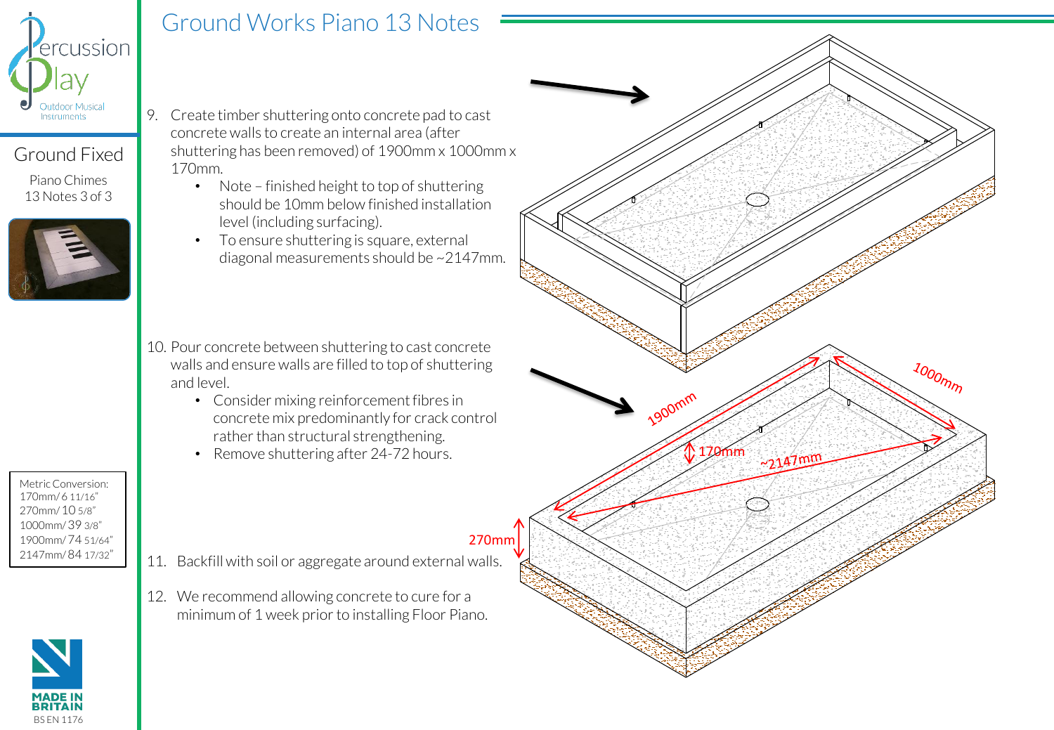# Ground Works Piano 13 Notes

Percussion Play
Outdoor Musical Instruments

## Ground Fixed

Piano Chimes
13 Notes 3 of 3

9. Create timber shuttering onto concrete pad to cast concrete walls to create an internal area (after shuttering has been removed) of 1900mm x 1000mm x 170mm.
   - Note – finished height to top of shuttering should be 10mm below finished installation level (including surfacing).
   - To ensure shuttering is square, external diagonal measurements should be ~2147mm.

10. Pour concrete between shuttering to cast concrete walls and ensure walls are filled to top of shuttering and level.
    - Consider mixing reinforcement fibres in concrete mix predominantly for crack control rather than structural strengthening.
    - Remove shuttering after 24-72 hours.

11. Backfill with soil or aggregate around external walls.

12. We recommend allowing concrete to cure for a minimum of 1 week prior to installing Floor Piano.

1900mm
1000mm
170mm
~2147mm
270mm

Metric Conversion:
170mm/ 6 11/16"
270mm/ 10 5/8"
1000mm/ 39 3/8"
1900mm/ 74 51/64"
2147mm/ 84 17/32"

MADE IN BRITAIN
BS EN 1176